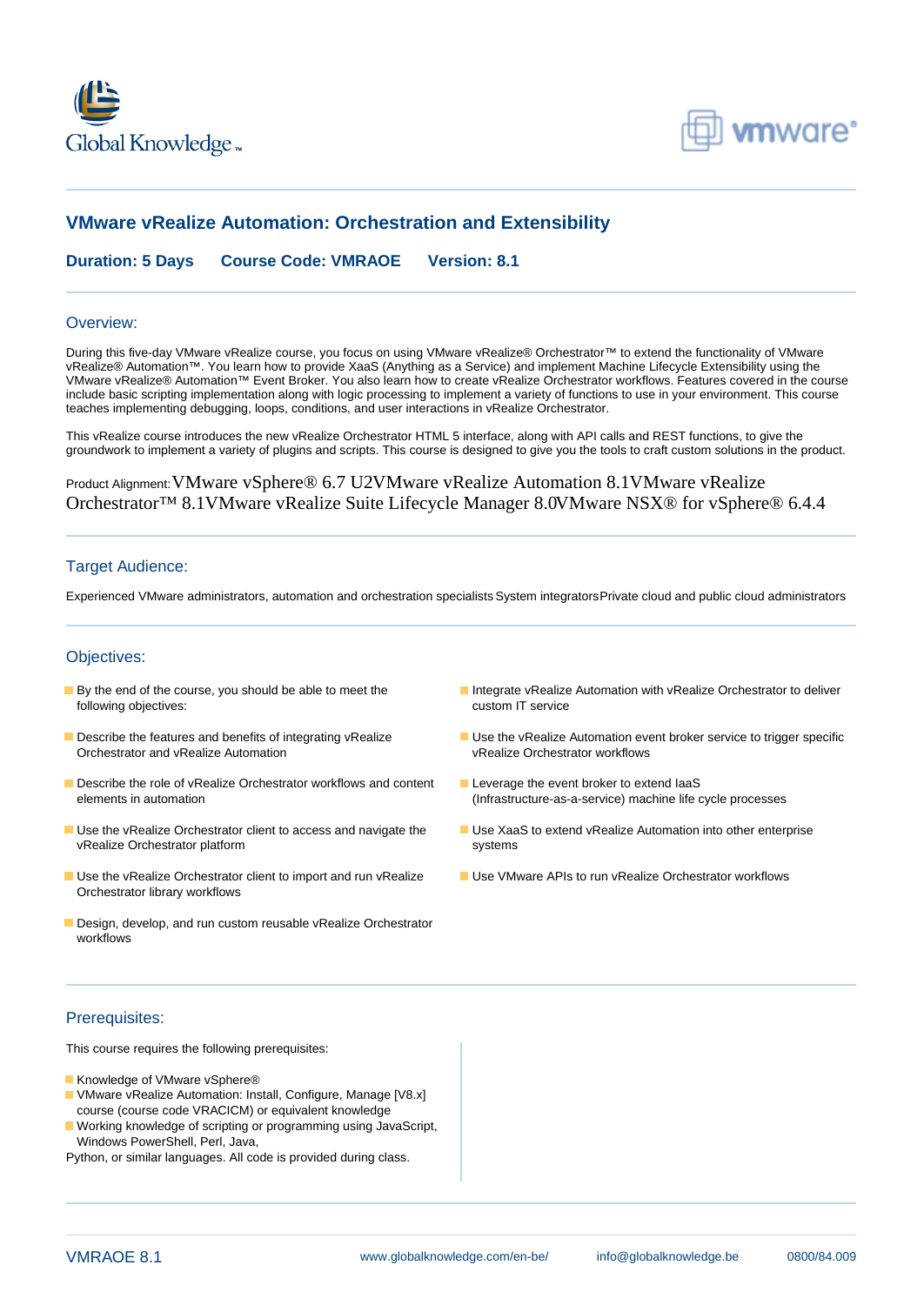# VMware vRealize Automation: Orchestration and Extensibility

**Duration: 5 Days Course Code: VMRAOE Version: 8.1**

## Overview:

During this five-day VMware vRealize course, you focus on using VMware vRealize® Orchestrator™ to extend the functionality of VMware vRealize® Automation™. You learn how to provide XaaS (Anything as a Service) and implement Machine Lifecycle Extensibility using the VMware vRealize® Automation™ Event Broker. You also learn how to create vRealize Orchestrator workflows. Features covered in the course include basic scripting implementation along with logic processing to implement a variety of functions to use in your environment. This course teaches implementing debugging, loops, conditions, and user interactions in vRealize Orchestrator.

This vRealize course introduces the new vRealize Orchestrator HTML 5 interface, along with API calls and REST functions, to give the groundwork to implement a variety of plugins and scripts. This course is designed to give you the tools to craft custom solutions in the product.

Product Alignment: VMware vSphere® 6.7 U2VMware vRealize Automation 8.1VMware vRealize Orchestrator™ 8.1VMware vRealize Suite Lifecycle Manager 8.0VMware NSX® for vSphere® 6.4.4

## Target Audience:

Experienced VMware administrators, automation and orchestration specialists System integratorsPrivate cloud and public cloud administrators

## Objectives:

- By the end of the course, you should be able to meet the following objectives:
- Describe the features and benefits of integrating vRealize Orchestrator and vRealize Automation
- Describe the role of vRealize Orchestrator workflows and content elements in automation
- Use the vRealize Orchestrator client to access and navigate the vRealize Orchestrator platform
- Use the vRealize Orchestrator client to import and run vRealize Orchestrator library workflows
- Design, develop, and run custom reusable vRealize Orchestrator workflows
- Integrate vRealize Automation with vRealize Orchestrator to deliver custom IT service
- Use the vRealize Automation event broker service to trigger specific vRealize Orchestrator workflows
- Leverage the event broker to extend IaaS (Infrastructure-as-a-service) machine life cycle processes
- Use XaaS to extend vRealize Automation into other enterprise systems
- Use VMware APIs to run vRealize Orchestrator workflows

## Prerequisites:

This course requires the following prerequisites:

- Knowledge of VMware vSphere®
- VMware vRealize Automation: Install, Configure, Manage [V8.x] course (course code VRACICM) or equivalent knowledge
- Working knowledge of scripting or programming using JavaScript, Windows PowerShell, Perl, Java,

Python, or similar languages. All code is provided during class.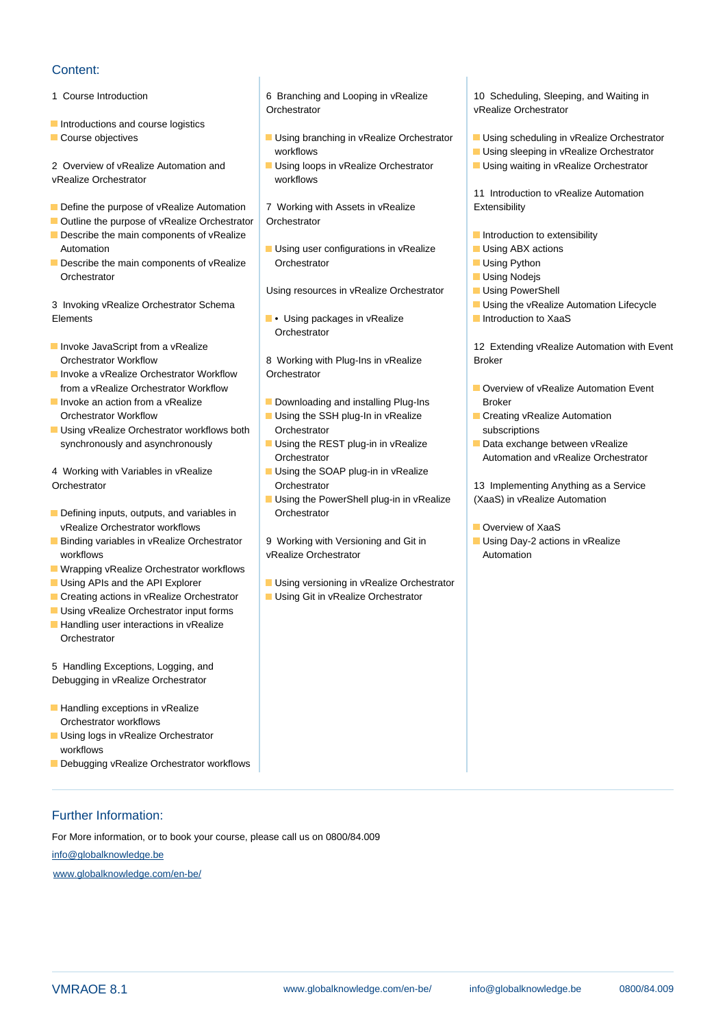## Content:

1 Course Introduction

- Introductions and course logistics
- Course objectives

2 Overview of vRealize Automation and vRealize Orchestrator

- Define the purpose of vRealize Automation
- Outline the purpose of vRealize Orchestrator
- Describe the main components of vRealize Automation
- Describe the main components of vRealize Orchestrator

3 Invoking vRealize Orchestrator Schema Elements

- Invoke JavaScript from a vRealize Orchestrator Workflow
- Invoke a vRealize Orchestrator Workflow from a vRealize Orchestrator Workflow
- Invoke an action from a vRealize Orchestrator Workflow
- Using vRealize Orchestrator workflows both synchronously and asynchronously

4 Working with Variables in vRealize Orchestrator

- Defining inputs, outputs, and variables in vRealize Orchestrator workflows
- Binding variables in vRealize Orchestrator workflows
- Wrapping vRealize Orchestrator workflows
- Using APIs and the API Explorer
- Creating actions in vRealize Orchestrator
- Using vRealize Orchestrator input forms
- Handling user interactions in vRealize Orchestrator

5 Handling Exceptions, Logging, and Debugging in vRealize Orchestrator

- Handling exceptions in vRealize Orchestrator workflows
- Using logs in vRealize Orchestrator workflows
- Debugging vRealize Orchestrator workflows

6 Branching and Looping in vRealize Orchestrator

- Using branching in vRealize Orchestrator workflows
- Using loops in vRealize Orchestrator workflows

7 Working with Assets in vRealize Orchestrator

- Using user configurations in vRealize Orchestrator

Using resources in vRealize Orchestrator

- • Using packages in vRealize Orchestrator

8 Working with Plug-Ins in vRealize Orchestrator

- Downloading and installing Plug-Ins
- Using the SSH plug-In in vRealize Orchestrator
- Using the REST plug-in in vRealize Orchestrator
- Using the SOAP plug-in in vRealize Orchestrator
- Using the PowerShell plug-in in vRealize Orchestrator

9 Working with Versioning and Git in vRealize Orchestrator

- Using versioning in vRealize Orchestrator
- Using Git in vRealize Orchestrator

10 Scheduling, Sleeping, and Waiting in vRealize Orchestrator

- Using scheduling in vRealize Orchestrator
- Using sleeping in vRealize Orchestrator
- Using waiting in vRealize Orchestrator

11 Introduction to vRealize Automation Extensibility

- Introduction to extensibility
- Using ABX actions
- Using Python
- Using Nodejs
- Using PowerShell
- Using the vRealize Automation Lifecycle
- Introduction to XaaS

12 Extending vRealize Automation with Event Broker

- Overview of vRealize Automation Event Broker
- Creating vRealize Automation subscriptions
- Data exchange between vRealize Automation and vRealize Orchestrator

13 Implementing Anything as a Service (XaaS) in vRealize Automation

- Overview of XaaS
- Using Day-2 actions in vRealize Automation

## Further Information:

For More information, or to book your course, please call us on 0800/84.009

info@globalknowledge.be

www.globalknowledge.com/en-be/